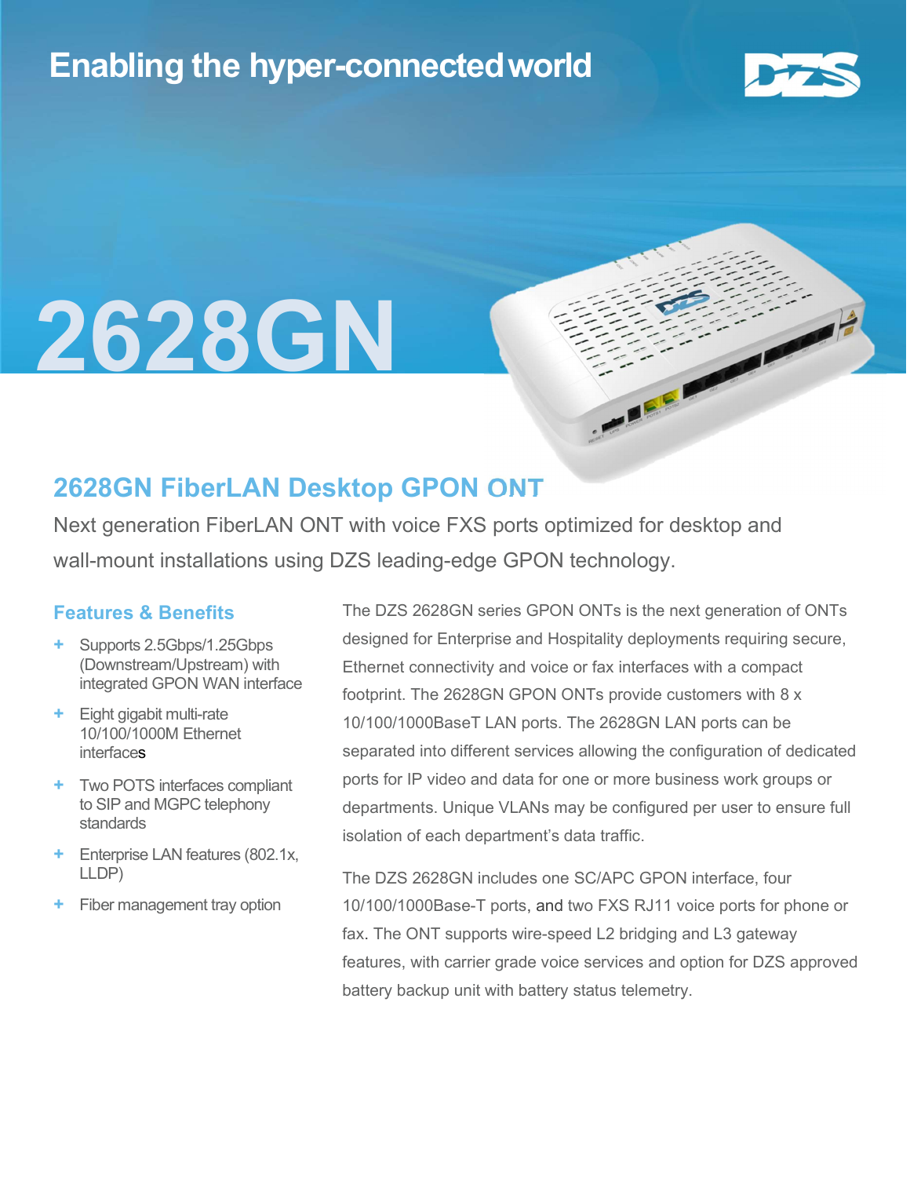Enabling the hyper-connected world

DZS

# 2628GN

## 2628GN FiberLAN Desktop GPON ONT

Next generation FiberLAN ONT with voice FXS ports optimized for desktop and wall-mount installations using DZS leading-edge GPON technology.

### Features & Benefits

- Supports 2.5Gbps/1.25Gbps (Downstream/Upstream) with integrated GPON WAN interface
- Eight gigabit multi-rate 10/100/1000M Ethernet interfaces
- Two POTS interfaces compliant to SIP and MGPC telephony standards
- Enterprise LAN features (802.1x, LLDP)
- Fiber management tray option

The DZS 2628GN series GPON ONTs is the next generation of ONTs designed for Enterprise and Hospitality deployments requiring secure, Ethernet connectivity and voice or fax interfaces with a compact footprint. The 2628GN GPON ONTs provide customers with 8 x 10/100/1000BaseT LAN ports. The 2628GN LAN ports can be separated into different services allowing the configuration of dedicated ports for IP video and data for one or more business work groups or departments. Unique VLANs may be configured per user to ensure full isolation of each department's data traffic.

The DZS 2628GN includes one SC/APC GPON interface, four 10/100/1000Base-T ports, and two FXS RJ11 voice ports for phone or fax. The ONT supports wire-speed L2 bridging and L3 gateway features, with carrier grade voice services and option for DZS approved battery backup unit with battery status telemetry.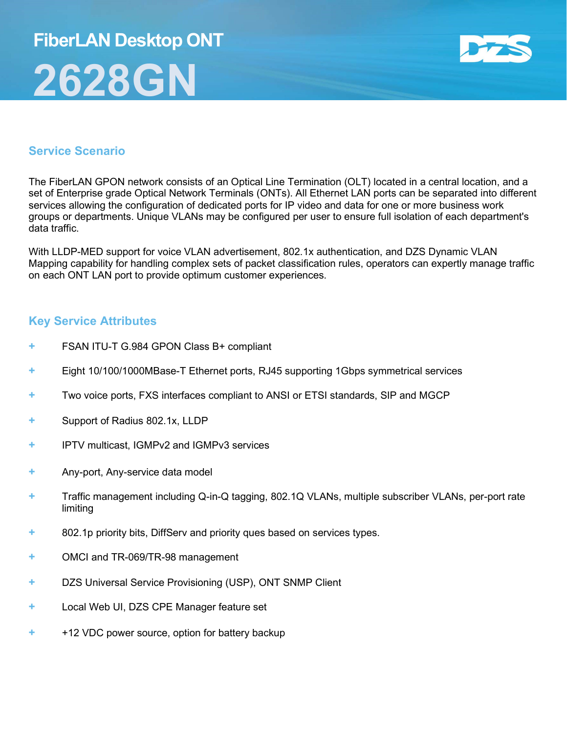# FiberLAN Desktop ONT

# 2628GN

## Service Scenario

The FiberLAN GPON network consists of an Optical Line Termination (OLT) located in a central location, and a set of Enterprise grade Optical Network Terminals (ONTs). All Ethernet LAN ports can be separated into different services allowing the configuration of dedicated ports for IP video and data for one or more business work groups or departments. Unique VLANs may be configured per user to ensure full isolation of each department's data traffic.

With LLDP-MED support for voice VLAN advertisement, 802.1x authentication, and DZS Dynamic VLAN Mapping capability for handling complex sets of packet classification rules, operators can expertly manage traffic on each ONT LAN port to provide optimum customer experiences.

## Key Service Attributes

- FSAN ITU-T G.984 GPON Class B+ compliant
- Eight 10/100/1000MBase-T Ethernet ports, RJ45 supporting 1Gbps symmetrical services
- Two voice ports, FXS interfaces compliant to ANSI or ETSI standards, SIP and MGCP
- Support of Radius 802.1x, LLDP
- IPTV multicast, IGMPv2 and IGMPv3 services
- Any-port, Any-service data model
- Traffic management including Q-in-Q tagging, 802.1Q VLANs, multiple subscriber VLANs, per-port rate limiting
- 802.1p priority bits, DiffServ and priority ques based on services types.
- OMCI and TR-069/TR-98 management
- DZS Universal Service Provisioning (USP), ONT SNMP Client
- Local Web UI, DZS CPE Manager feature set
- +12 VDC power source, option for battery backup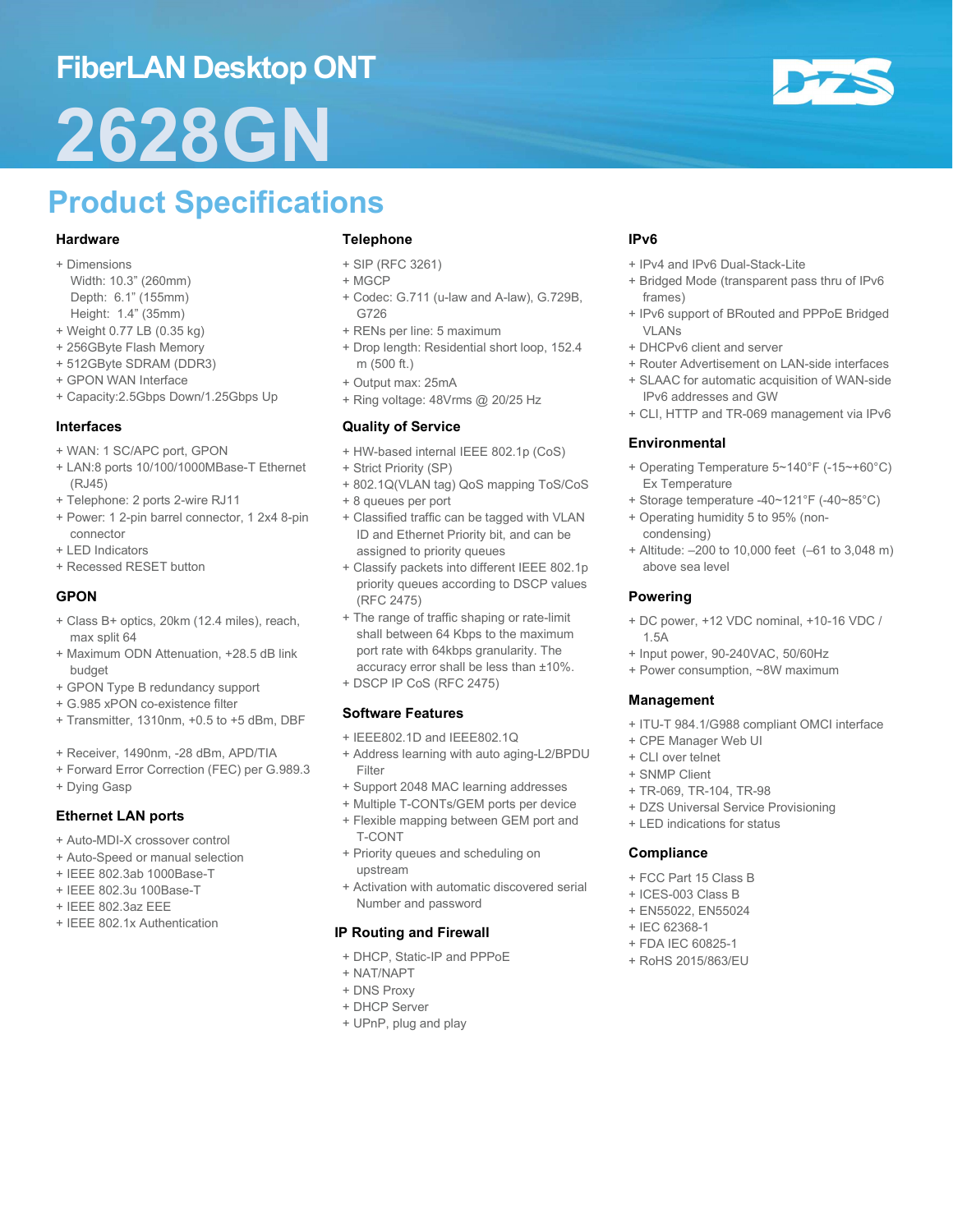# FiberLAN Desktop ONT

# 2628GN

## Product Specifications

### Hardware

+ Dimensions
  Width: 10.3" (260mm)
  Depth: 6.1" (155mm)
  Height: 1.4" (35mm)
+ Weight 0.77 LB (0.35 kg)
+ 256GByte Flash Memory
+ 512GByte SDRAM (DDR3)
+ GPON WAN Interface
+ Capacity:2.5Gbps Down/1.25Gbps Up

### Interfaces

+ WAN: 1 SC/APC port, GPON
+ LAN:8 ports 10/100/1000MBase-T Ethernet (RJ45)
+ Telephone: 2 ports 2-wire RJ11
+ Power: 1 2-pin barrel connector, 1 2x4 8-pin connector
+ LED Indicators
+ Recessed RESET button

### GPON

+ Class B+ optics, 20km (12.4 miles), reach, max split 64
+ Maximum ODN Attenuation, +28.5 dB link budget
+ GPON Type B redundancy support
+ G.985 xPON co-existence filter
+ Transmitter, 1310nm, +0.5 to +5 dBm, DBF

+ Receiver, 1490nm, -28 dBm, APD/TIA
+ Forward Error Correction (FEC) per G.989.3
+ Dying Gasp

### Ethernet LAN ports

+ Auto-MDI-X crossover control
+ Auto-Speed or manual selection
+ IEEE 802.3ab 1000Base-T
+ IEEE 802.3u 100Base-T
+ IEEE 802.3az EEE
+ IEEE 802.1x Authentication

### Telephone

+ SIP (RFC 3261)
+ MGCP
+ Codec: G.711 (u-law and A-law), G.729B, G726
+ RENs per line: 5 maximum
+ Drop length: Residential short loop, 152.4 m (500 ft.)
+ Output max: 25mA
+ Ring voltage: 48Vrms @ 20/25 Hz

### Quality of Service

+ HW-based internal IEEE 802.1p (CoS)
+ Strict Priority (SP)
+ 802.1Q(VLAN tag) QoS mapping ToS/CoS
+ 8 queues per port
+ Classified traffic can be tagged with VLAN ID and Ethernet Priority bit, and can be assigned to priority queues
+ Classify packets into different IEEE 802.1p priority queues according to DSCP values (RFC 2475)
+ The range of traffic shaping or rate-limit shall between 64 Kbps to the maximum port rate with 64kbps granularity. The accuracy error shall be less than ±10%.
+ DSCP IP CoS (RFC 2475)

### Software Features

+ IEEE802.1D and IEEE802.1Q
+ Address learning with auto aging-L2/BPDU Filter
+ Support 2048 MAC learning addresses
+ Multiple T-CONTs/GEM ports per device
+ Flexible mapping between GEM port and T-CONT
+ Priority queues and scheduling on upstream
+ Activation with automatic discovered serial Number and password

### IP Routing and Firewall

+ DHCP, Static-IP and PPPoE
+ NAT/NAPT
+ DNS Proxy
+ DHCP Server
+ UPnP, plug and play

### IPv6

+ IPv4 and IPv6 Dual-Stack-Lite
+ Bridged Mode (transparent pass thru of IPv6 frames)
+ IPv6 support of BRouted and PPPoE Bridged VLANs
+ DHCPv6 client and server
+ Router Advertisement on LAN-side interfaces
+ SLAAC for automatic acquisition of WAN-side IPv6 addresses and GW
+ CLI, HTTP and TR-069 management via IPv6

### Environmental

+ Operating Temperature 5~140°F (-15~+60°C) Ex Temperature
+ Storage temperature -40~121°F (-40~85°C)
+ Operating humidity 5 to 95% (non-condensing)
+ Altitude: –200 to 10,000 feet (–61 to 3,048 m) above sea level

### Powering

+ DC power, +12 VDC nominal, +10-16 VDC / 1.5A
+ Input power, 90-240VAC, 50/60Hz
+ Power consumption, ~8W maximum

### Management

+ ITU-T 984.1/G988 compliant OMCI interface
+ CPE Manager Web UI
+ CLI over telnet
+ SNMP Client
+ TR-069, TR-104, TR-98
+ DZS Universal Service Provisioning
+ LED indications for status

### Compliance

+ FCC Part 15 Class B
+ ICES-003 Class B
+ EN55022, EN55024
+ IEC 62368-1
+ FDA IEC 60825-1
+ RoHS 2015/863/EU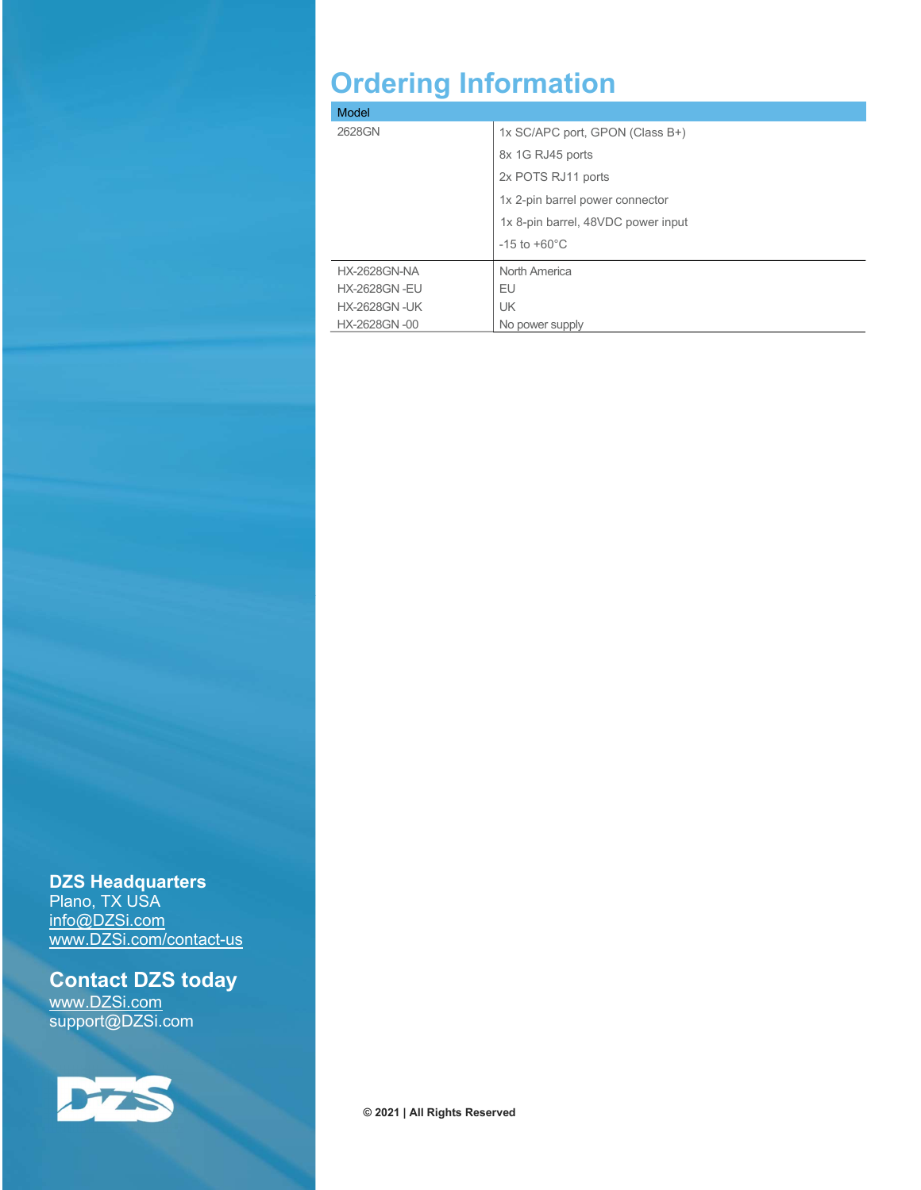## Ordering Information

| Model | |
|---|---|
| 2628GN | 1x SC/APC port, GPON (Class B+)<br>8x 1G RJ45 ports<br>2x POTS RJ11 ports<br>1x 2-pin barrel power connector<br>1x 8-pin barrel, 48VDC power input<br>-15 to +60°C |
| HX-2628GN-NA<br>HX-2628GN -EU<br>HX-2628GN -UK<br>HX-2628GN -00 | North America<br>EU<br>UK<br>No power supply |

**DZS Headquarters**
Plano, TX USA
info@DZSi.com
www.DZSi.com/contact-us

**Contact DZS today**
www.DZSi.com
support@DZSi.com

**© 2021 | All Rights Reserved**